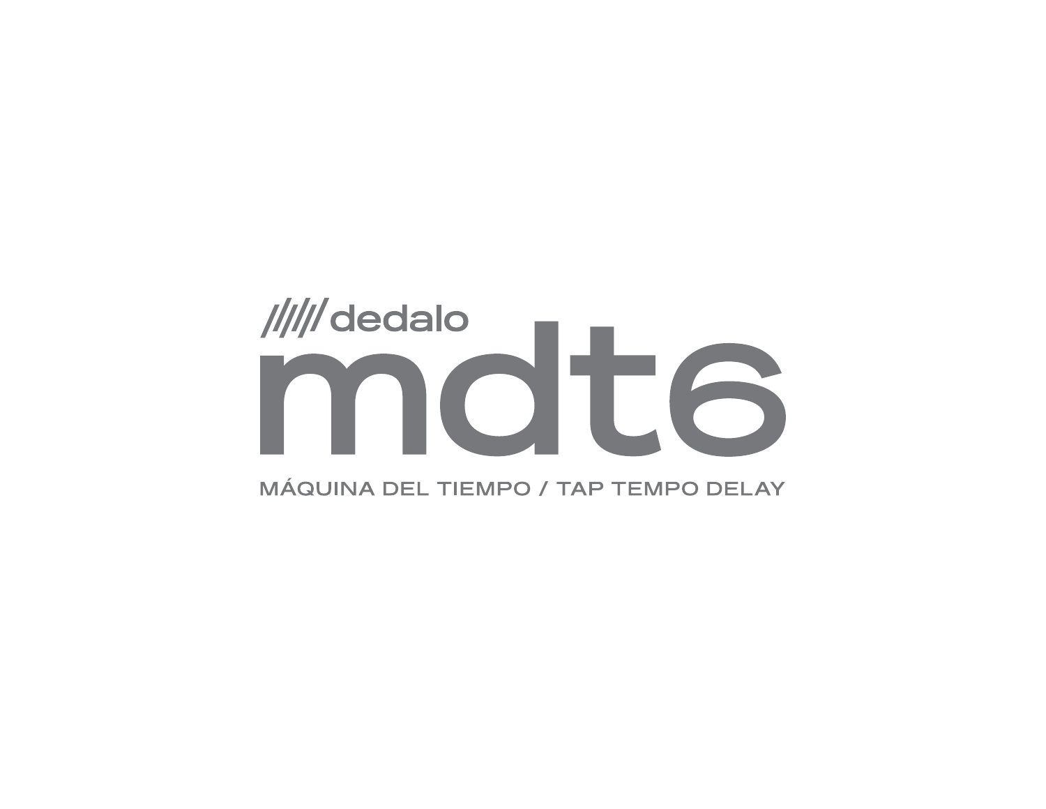////// dedalo

# mdt6

MÁQUINA DEL TIEMPO / TAP TEMPO DELAY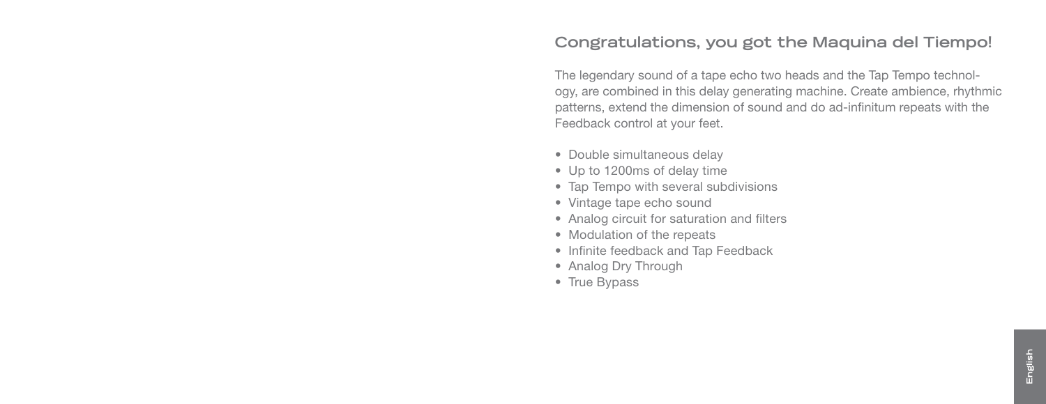## Congratulations, you got the Maquina del Tiempo!

The legendary sound of a tape echo two heads and the Tap Tempo technology, are combined in this delay generating machine. Create ambience, rhythmic patterns, extend the dimension of sound and do ad-infinitum repeats with the Feedback control at your feet.

- Double simultaneous delay
- Up to 1200ms of delay time
- Tap Tempo with several subdivisions
- Vintage tape echo sound
- Analog circuit for saturation and filters
- Modulation of the repeats
- Infinite feedback and Tap Feedback
- Analog Dry Through
- True Bypass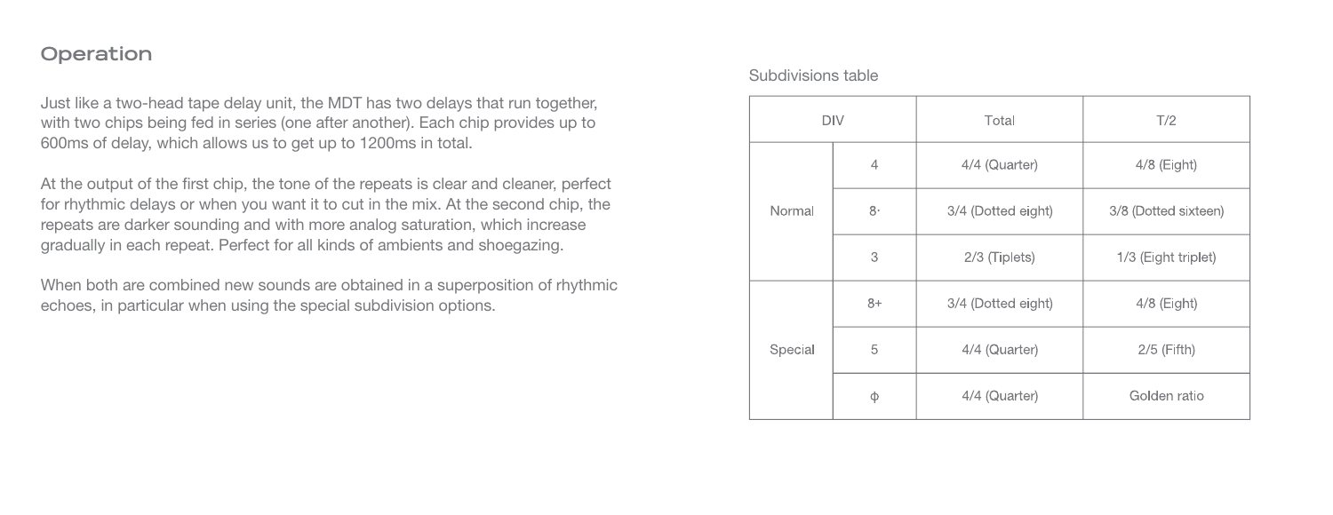## Operation

Just like a two-head tape delay unit, the MDT has two delays that run together, with two chips being fed in series (one after another). Each chip provides up to 600ms of delay, which allows us to get up to 1200ms in total.

At the output of the first chip, the tone of the repeats is clear and cleaner, perfect for rhythmic delays or when you want it to cut in the mix. At the second chip, the repeats are darker sounding and with more analog saturation, which increase gradually in each repeat. Perfect for all kinds of ambients and shoegazing.

When both are combined new sounds are obtained in a superposition of rhythmic echoes, in particular when using the special subdivision options.

Subdivisions table

| DIV | | Total | T/2 |
|---|---|---|---|
| Normal | 4 | 4/4 (Quarter) | 4/8 (Eight) |
| | 8· | 3/4 (Dotted eight) | 3/8 (Dotted sixteen) |
| | 3 | 2/3 (Tiplets) | 1/3 (Eight triplet) |
| Special | 8+ | 3/4 (Dotted eight) | 4/8 (Eight) |
| | 5 | 4/4 (Quarter) | 2/5 (Fifth) |
| | ϕ | 4/4 (Quarter) | Golden ratio |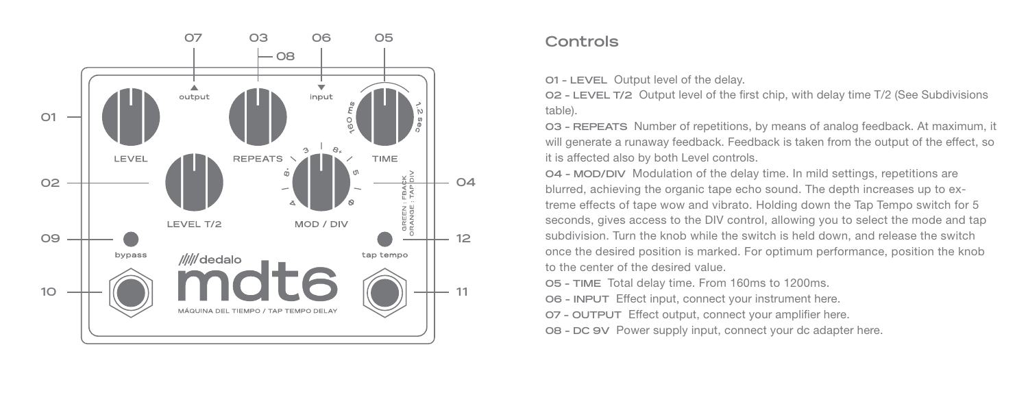## Controls

**01 - LEVEL** Output level of the delay.
**02 - LEVEL T/2** Output level of the first chip, with delay time T/2 (See Subdivisions table).
**03 - REPEATS** Number of repetitions, by means of analog feedback. At maximum, it will generate a runaway feedback. Feedback is taken from the output of the effect, so it is affected also by both Level controls.
**04 - MOD/DIV** Modulation of the delay time. In mild settings, repetitions are blurred, achieving the organic tape echo sound. The depth increases up to extreme effects of tape wow and vibrato. Holding down the Tap Tempo switch for 5 seconds, gives access to the DIV control, allowing you to select the mode and tap subdivision. Turn the knob while the switch is held down, and release the switch once the desired position is marked. For optimum performance, position the knob to the center of the desired value.
**05 - TIME** Total delay time. From 160ms to 1200ms.
**06 - INPUT** Effect input, connect your instrument here.
**07 - OUTPUT** Effect output, connect your amplifier here.
**08 - DC 9V** Power supply input, connect your dc adapter here.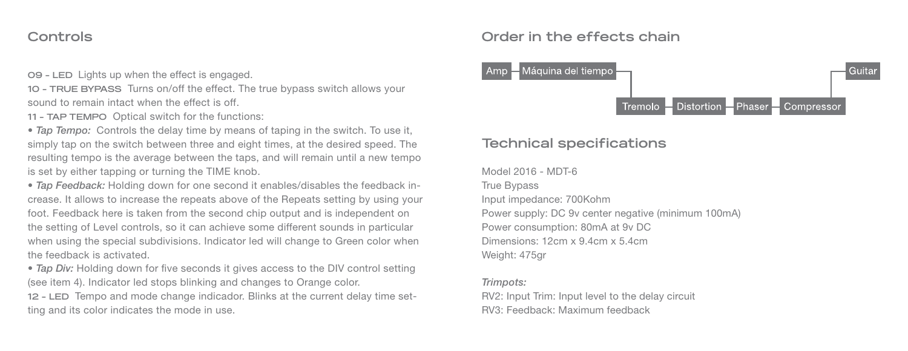## Controls

**09 - LED** Lights up when the effect is engaged.
**10 - TRUE BYPASS** Turns on/off the effect. The true bypass switch allows your sound to remain intact when the effect is off.
**11 - TAP TEMPO** Optical switch for the functions:

- *Tap Tempo:* Controls the delay time by means of taping in the switch. To use it, simply tap on the switch between three and eight times, at the desired speed. The resulting tempo is the average between the taps, and will remain until a new tempo is set by either tapping or turning the TIME knob.
- *Tap Feedback:* Holding down for one second it enables/disables the feedback increase. It allows to increase the repeats above of the Repeats setting by using your foot. Feedback here is taken from the second chip output and is independent on the setting of Level controls, so it can achieve some different sounds in particular when using the special subdivisions. Indicator led will change to Green color when the feedback is activated.
- *Tap Div:* Holding down for five seconds it gives access to the DIV control setting (see item 4). Indicator led stops blinking and changes to Orange color.

**12 - LED** Tempo and mode change indicador. Blinks at the current delay time setting and its color indicates the mode in use.

## Order in the effects chain

Amp — Máquina del tiempo — Tremolo — Distortion — Phaser — Compressor — Guitar

## Technical specifications

Model 2016 - MDT-6
True Bypass
Input impedance: 700Kohm
Power supply: DC 9v center negative (minimum 100mA)
Power consumption: 80mA at 9v DC
Dimensions: 12cm x 9.4cm x 5.4cm
Weight: 475gr

*Trimpots:*
RV2: Input Trim: Input level to the delay circuit
RV3: Feedback: Maximum feedback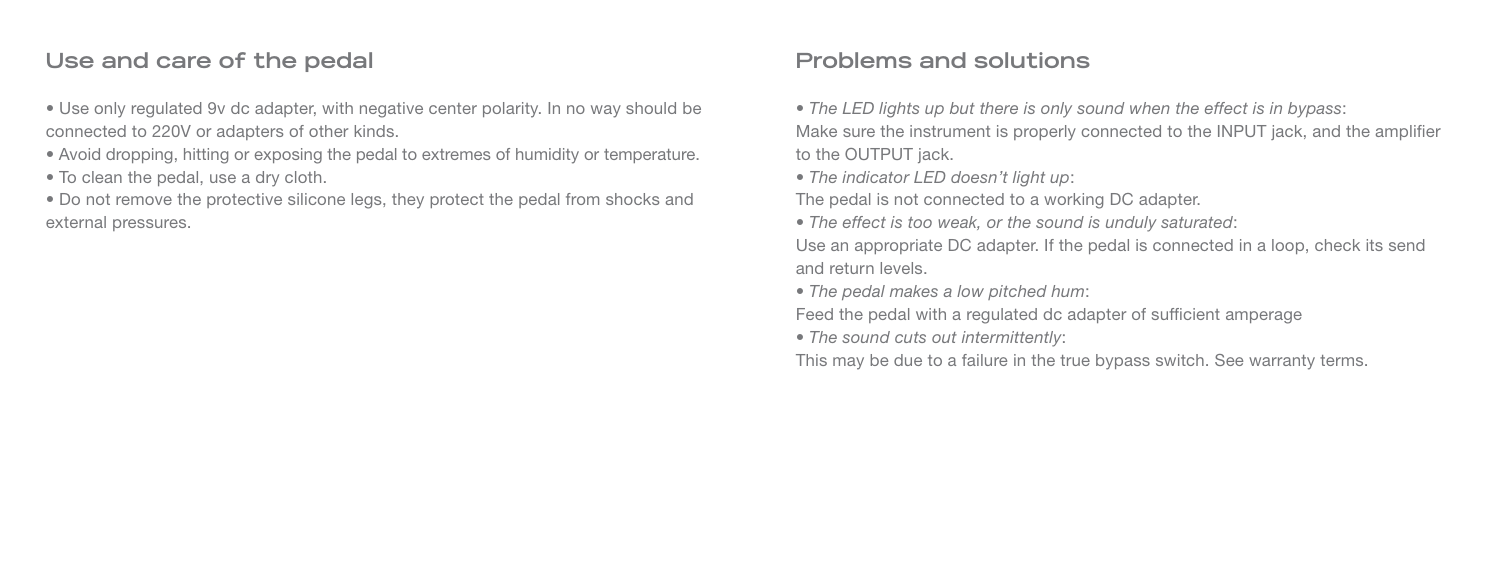## Use and care of the pedal

- Use only regulated 9v dc adapter, with negative center polarity. In no way should be connected to 220V or adapters of other kinds.
- Avoid dropping, hitting or exposing the pedal to extremes of humidity or temperature.
- To clean the pedal, use a dry cloth.
- Do not remove the protective silicone legs, they protect the pedal from shocks and external pressures.

## Problems and solutions

- *The LED lights up but there is only sound when the effect is in bypass*:
Make sure the instrument is properly connected to the INPUT jack, and the amplifier to the OUTPUT jack.
- *The indicator LED doesn't light up*:
The pedal is not connected to a working DC adapter.
- *The effect is too weak, or the sound is unduly saturated*:
Use an appropriate DC adapter. If the pedal is connected in a loop, check its send and return levels.
- *The pedal makes a low pitched hum*:
Feed the pedal with a regulated dc adapter of sufficient amperage
- *The sound cuts out intermittently*:
This may be due to a failure in the true bypass switch. See warranty terms.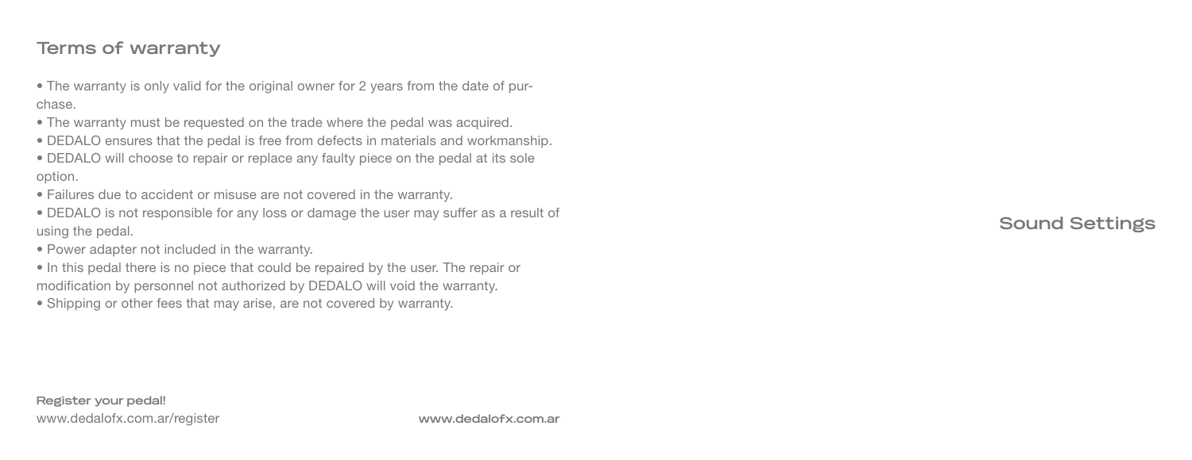## Terms of warranty

- The warranty is only valid for the original owner for 2 years from the date of purchase.
- The warranty must be requested on the trade where the pedal was acquired.
- DEDALO ensures that the pedal is free from defects in materials and workmanship.
- DEDALO will choose to repair or replace any faulty piece on the pedal at its sole option.
- Failures due to accident or misuse are not covered in the warranty.
- DEDALO is not responsible for any loss or damage the user may suffer as a result of using the pedal.
- Power adapter not included in the warranty.
- In this pedal there is no piece that could be repaired by the user. The repair or modification by personnel not authorized by DEDALO will void the warranty.
- Shipping or other fees that may arise, are not covered by warranty.

**Register your pedal!**
www.dedalofx.com.ar/register

**www.dedalofx.com.ar**

## Sound Settings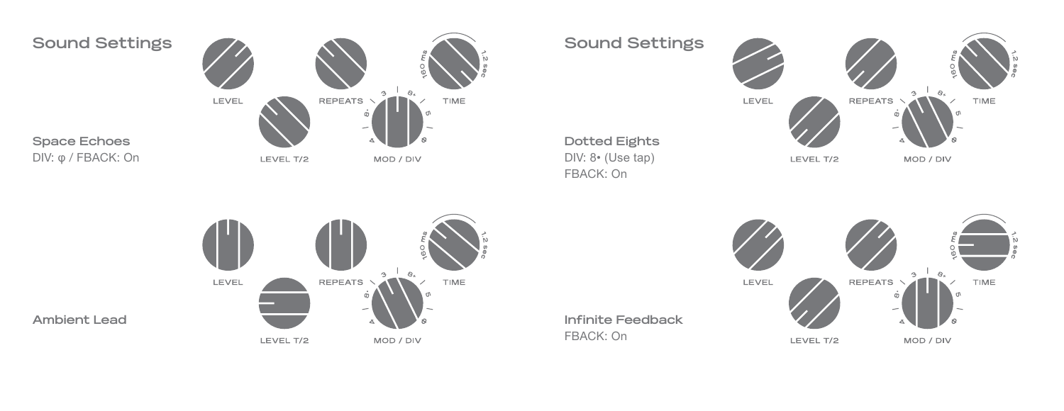## Sound Settings

**Space Echoes**
DIV: φ / FBACK: On

LEVEL
LEVEL T/2
REPEATS
MOD / DIV
TIME

**Ambient Lead**

LEVEL
LEVEL T/2
REPEATS
MOD / DIV
TIME

## Sound Settings

**Dotted Eights**
DIV: 8• (Use tap)
FBACK: On

LEVEL
LEVEL T/2
REPEATS
MOD / DIV
TIME

**Infinite Feedback**
FBACK: On

LEVEL
LEVEL T/2
REPEATS
MOD / DIV
TIME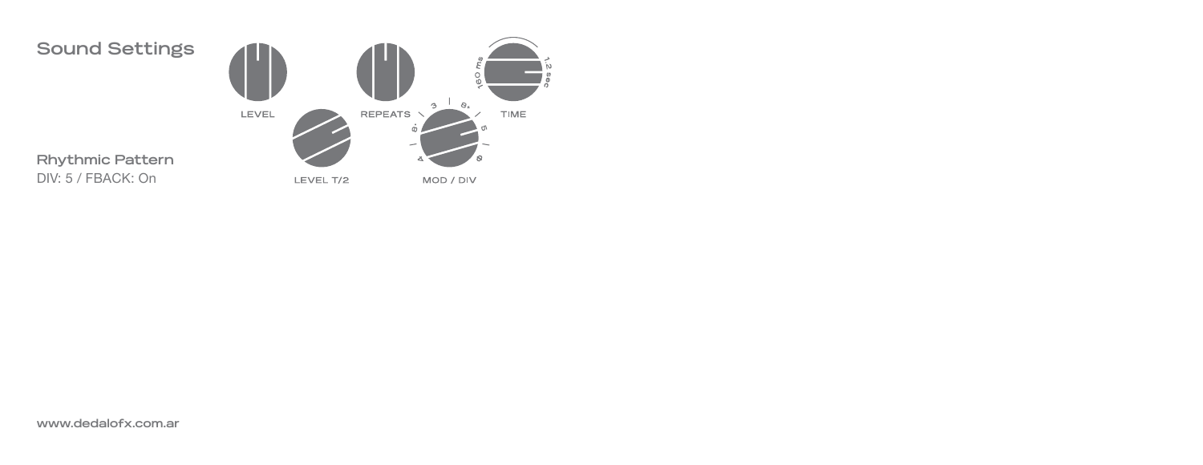## Sound Settings

### Rhythmic Pattern

DIV: 5 / FBACK: On

LEVEL

LEVEL T/2

REPEATS

MOD / DIV

TIME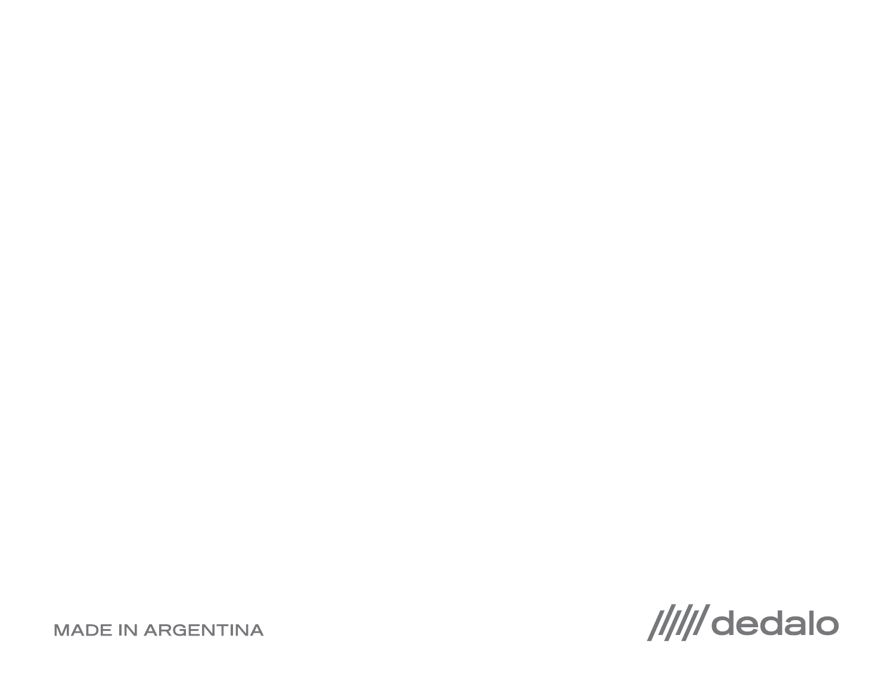MADE IN ARGENTINA

///// dedalo